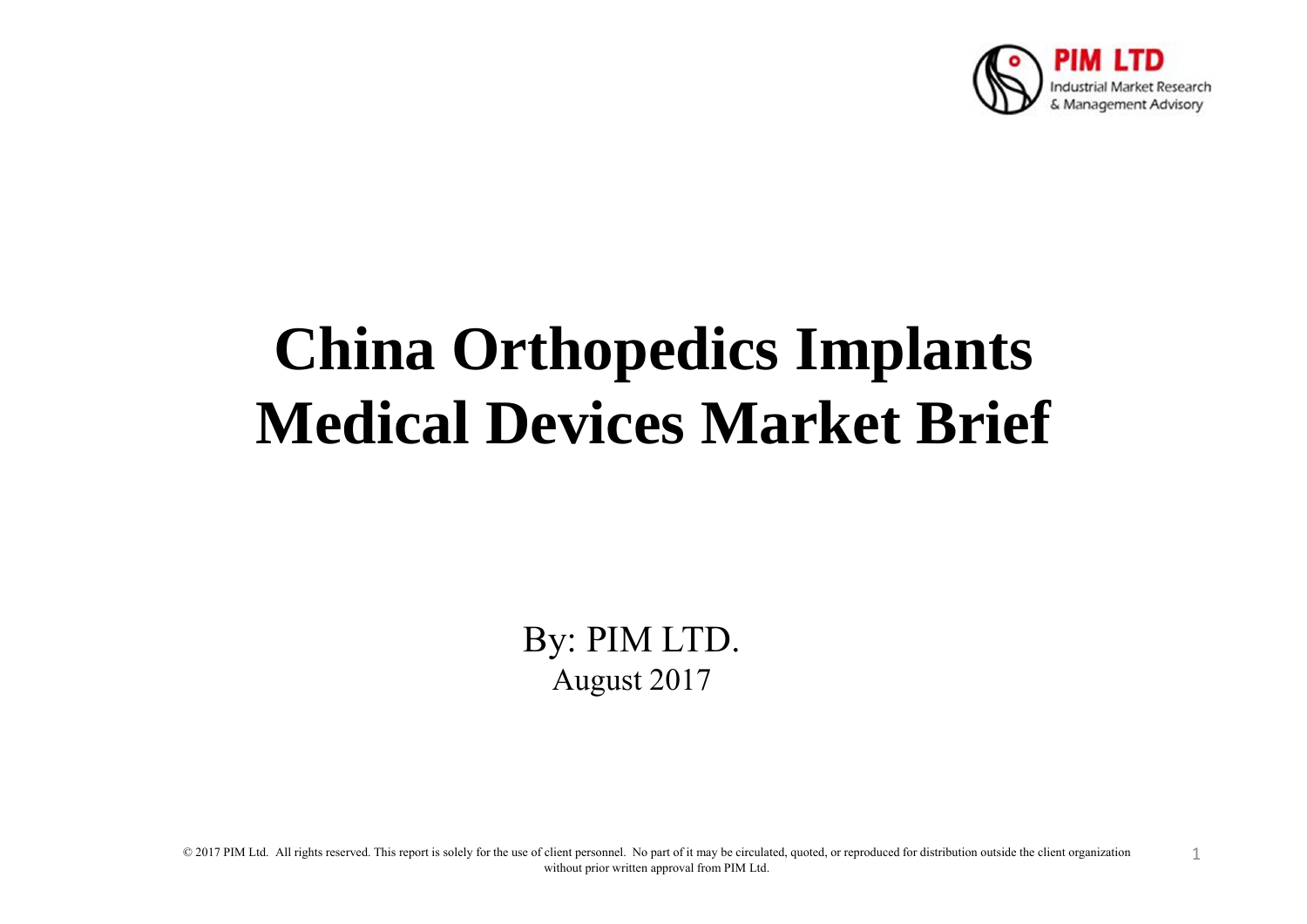PIM LTD
Industrial Market Research & Management Advisory

# China Orthopedics Implants Medical Devices Market Brief

By: PIM LTD.
August 2017

© 2017 PIM Ltd. All rights reserved. This report is solely for the use of client personnel. No part of it may be circulated, quoted, or reproduced for distribution outside the client organization without prior written approval from PIM Ltd.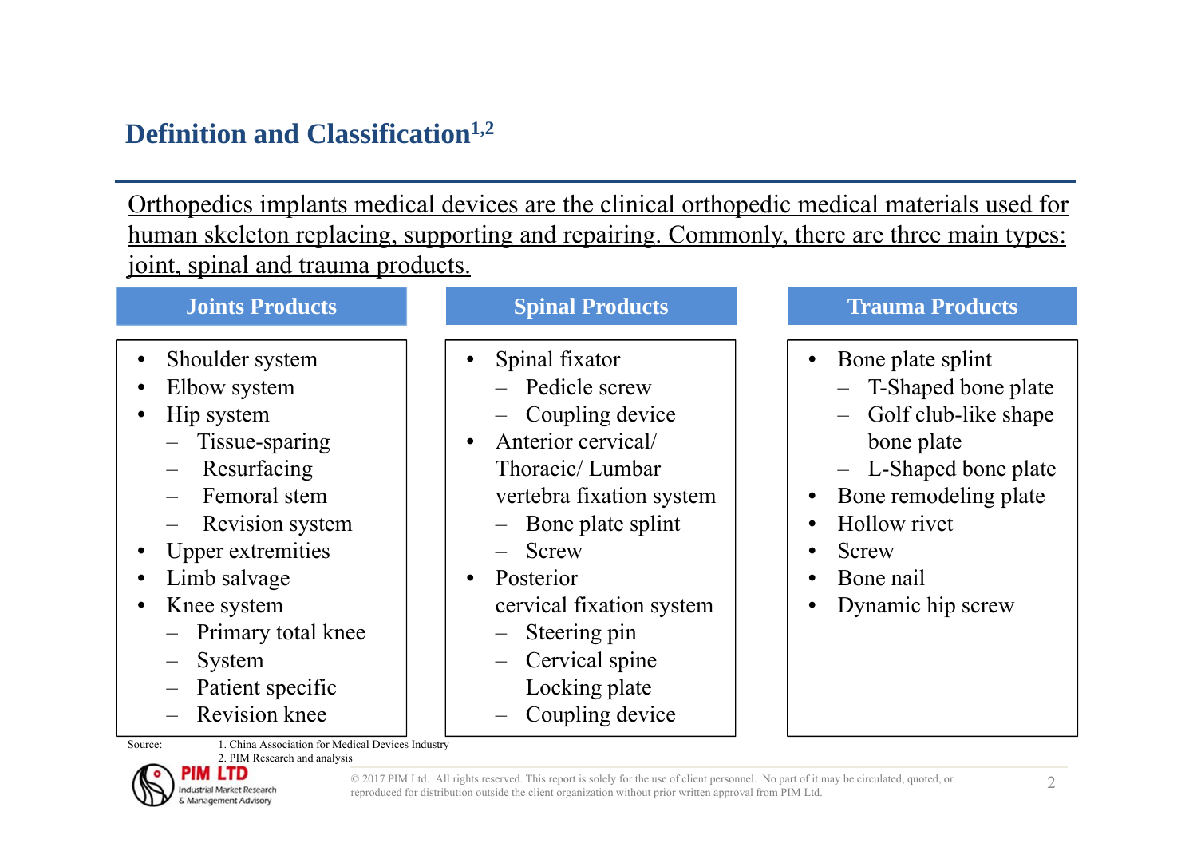## Definition and Classification[1,2]

Orthopedics implants medical devices are the clinical orthopedic medical materials used for human skeleton replacing, supporting and repairing. Commonly, there are three main types: joint, spinal and trauma products.

### Joints Products

- Shoulder system
- Elbow system
- Hip system
  - Tissue-sparing
  - Resurfacing
  - Femoral stem
  - Revision system
- Upper extremities
- Limb salvage
- Knee system
  - Primary total knee
  - System
  - Patient specific
  - Revision knee

### Spinal Products

- Spinal fixator
  - Pedicle screw
  - Coupling device
- Anterior cervical/ Thoracic/ Lumbar vertebra fixation system
  - Bone plate splint
  - Screw
- Posterior cervical fixation system
  - Steering pin
  - Cervical spine Locking plate
  - Coupling device

### Trauma Products

- Bone plate splint
  - T-Shaped bone plate
  - Golf club-like shape bone plate
  - L-Shaped bone plate
- Bone remodeling plate
- Hollow rivet
- Screw
- Bone nail
- Dynamic hip screw

Source: 1. China Association for Medical Devices Industry
2. PIM Research and analysis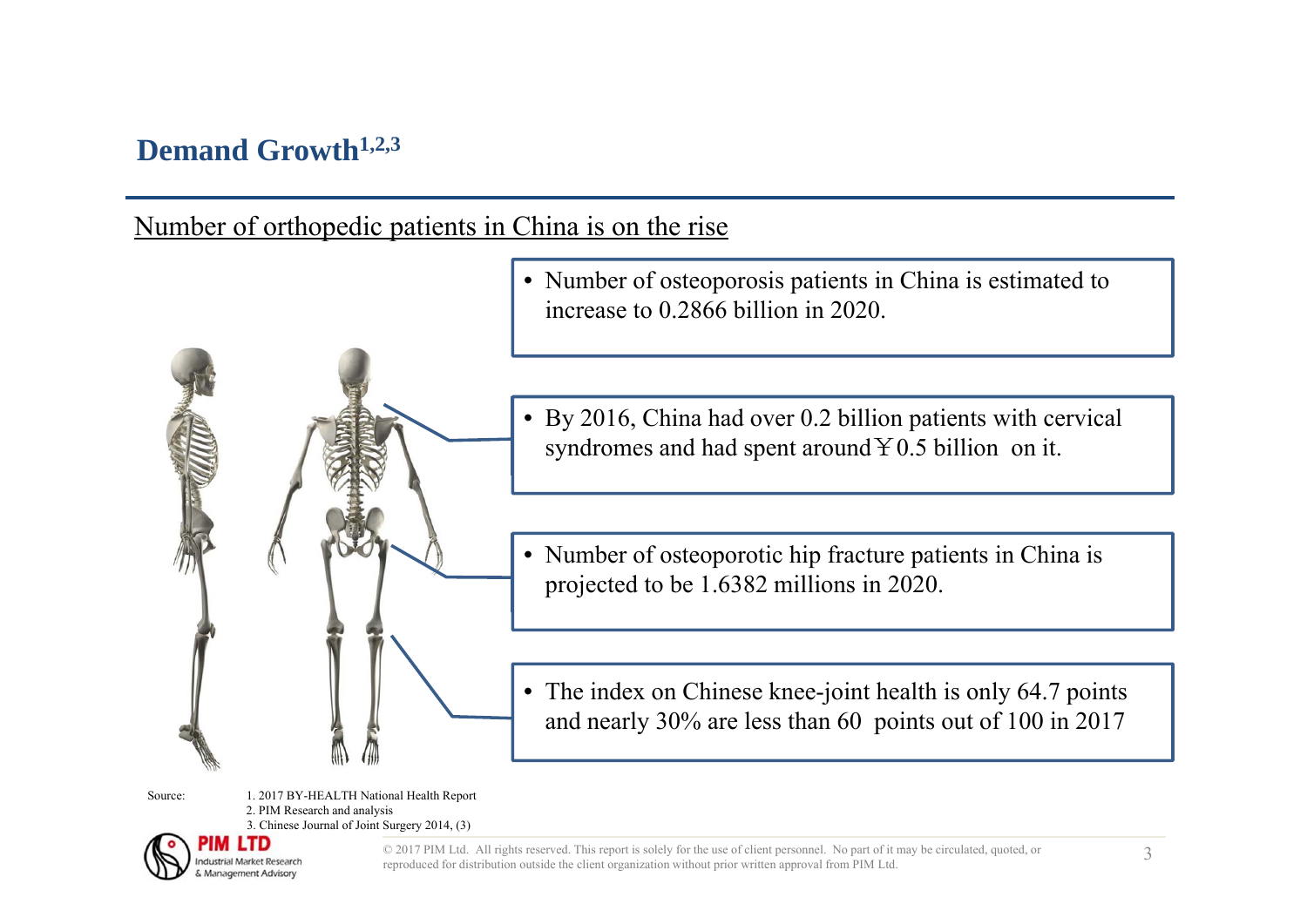## Demand Growth[1,2,3]

Number of orthopedic patients in China is on the rise

- Number of osteoporosis patients in China is estimated to increase to 0.2866 billion in 2020.

- By 2016, China had over 0.2 billion patients with cervical syndromes and had spent around￥0.5 billion on it.

- Number of osteoporotic hip fracture patients in China is projected to be 1.6382 millions in 2020.

- The index on Chinese knee-joint health is only 64.7 points and nearly 30% are less than 60 points out of 100 in 2017

Source:
1. 2017 BY-HEALTH National Health Report
2. PIM Research and analysis
3. Chinese Journal of Joint Surgery 2014, (3)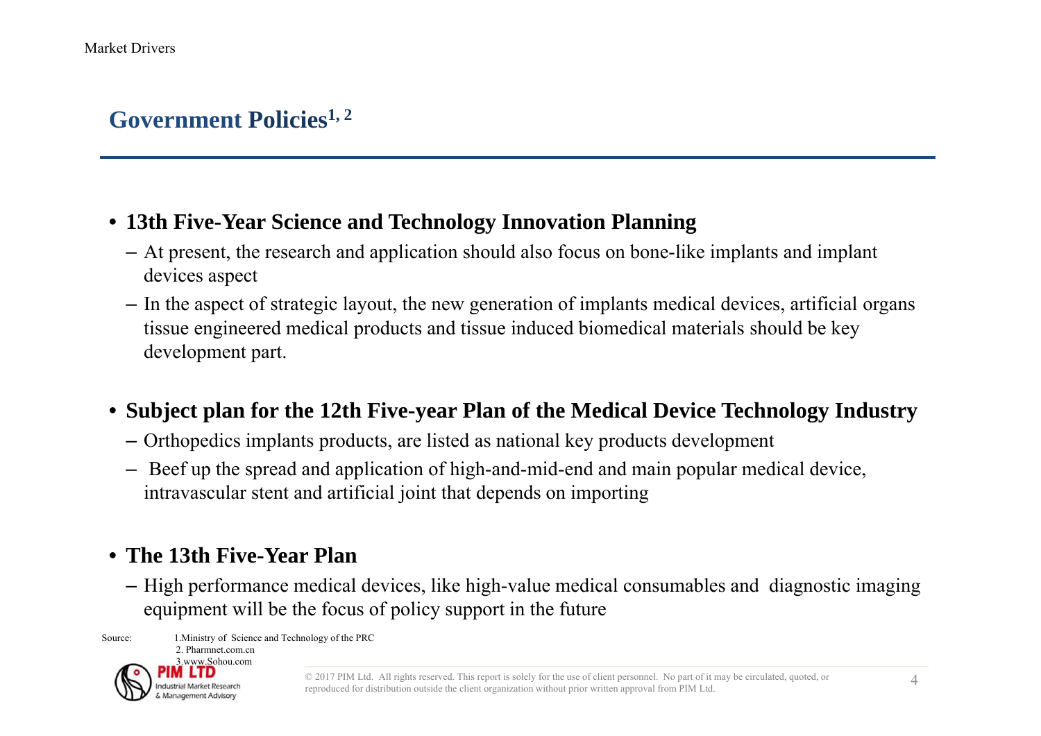## Government Policies[1, 2]

- **13th Five-Year Science and Technology Innovation Planning**
  - At present, the research and application should also focus on bone-like implants and implant devices aspect
  - In the aspect of strategic layout, the new generation of implants medical devices, artificial organs tissue engineered medical products and tissue induced biomedical materials should be key development part.

- **Subject plan for the 12th Five-year Plan of the Medical Device Technology Industry**
  - Orthopedics implants products, are listed as national key products development
  - Beef up the spread and application of high-and-mid-end and main popular medical device, intravascular stent and artificial joint that depends on importing

- **The 13th Five-Year Plan**
  - High performance medical devices, like high-value medical consumables and diagnostic imaging equipment will be the focus of policy support in the future

Source: 1.Ministry of Science and Technology of the PRC
2. Pharmnet.com.cn
3.www.Sohou.com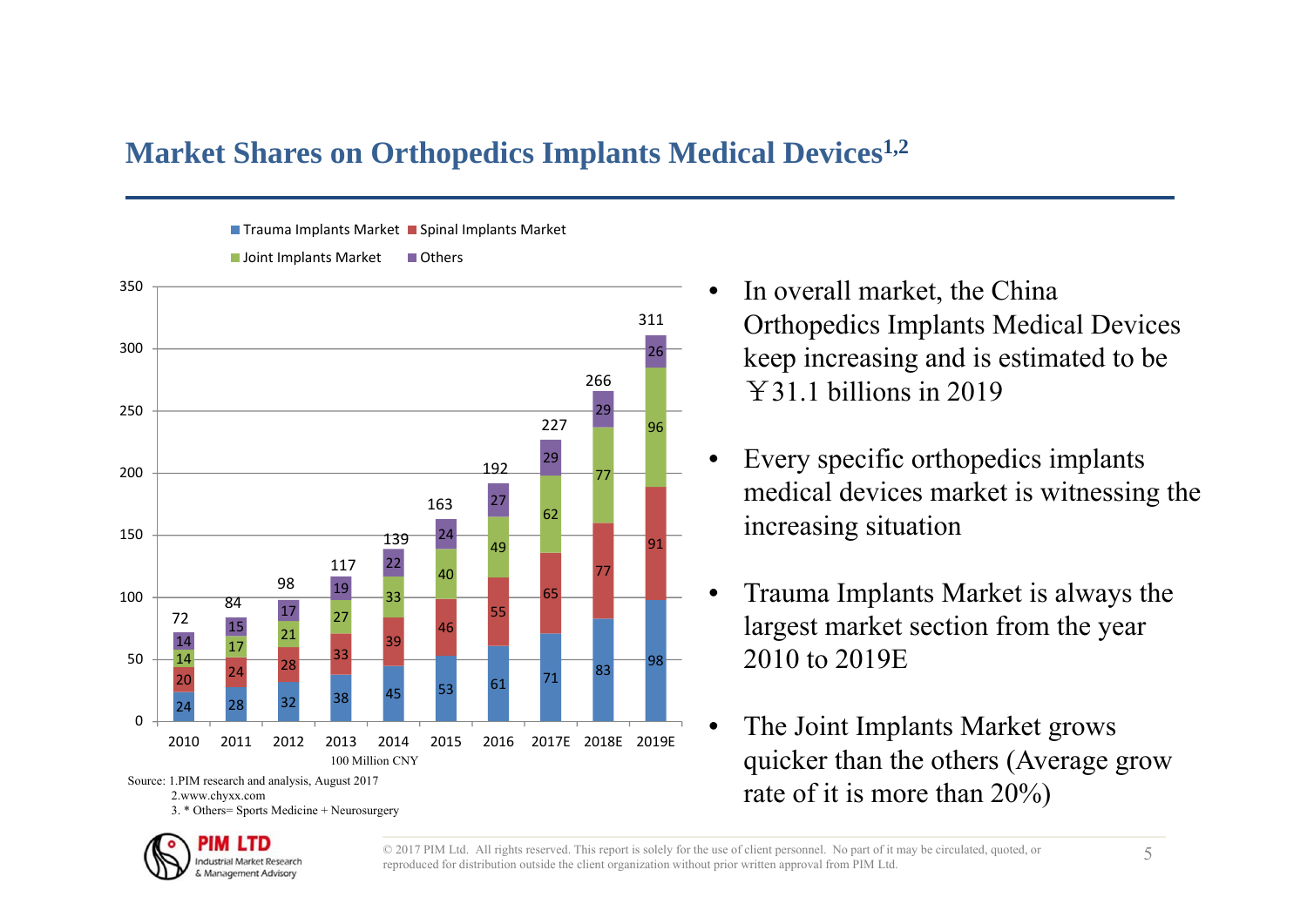## Market Shares on Orthopedics Implants Medical Devices[1,2]

| Year | Trauma Implants Market | Spinal Implants Market | Joint Implants Market | Others | Total |
|---|---|---|---|---|---|
| 2010 | 24 | 20 | 14 | 14 | 72 |
| 2011 | 28 | 24 | 17 | 15 | 84 |
| 2012 | 32 | 28 | 21 | 17 | 98 |
| 2013 | 38 | 33 | 27 | 19 | 117 |
| 2014 | 45 | 39 | 33 | 22 | 139 |
| 2015 | 53 | 46 | 40 | 24 | 163 |
| 2016 | 61 | 55 | 49 | 27 | 192 |
| 2017E | 71 | 65 | 62 | 29 | 227 |
| 2018E | 83 | 77 | 77 | 29 | 266 |
| 2019E | 98 | 91 | 96 | 26 | 311 |

100 Million CNY

Source: 1.PIM research and analysis, August 2017
2.www.chyxx.com
3. * Others= Sports Medicine + Neurosurgery

- In overall market, the China Orthopedics Implants Medical Devices keep increasing and is estimated to be ￥31.1 billions in 2019
- Every specific orthopedics implants medical devices market is witnessing the increasing situation
- Trauma Implants Market is always the largest market section from the year 2010 to 2019E
- The Joint Implants Market grows quicker than the others (Average grow rate of it is more than 20%)

© 2017 PIM Ltd. All rights reserved. This report is solely for the use of client personnel. No part of it may be circulated, quoted, or reproduced for distribution outside the client organization without prior written approval from PIM Ltd.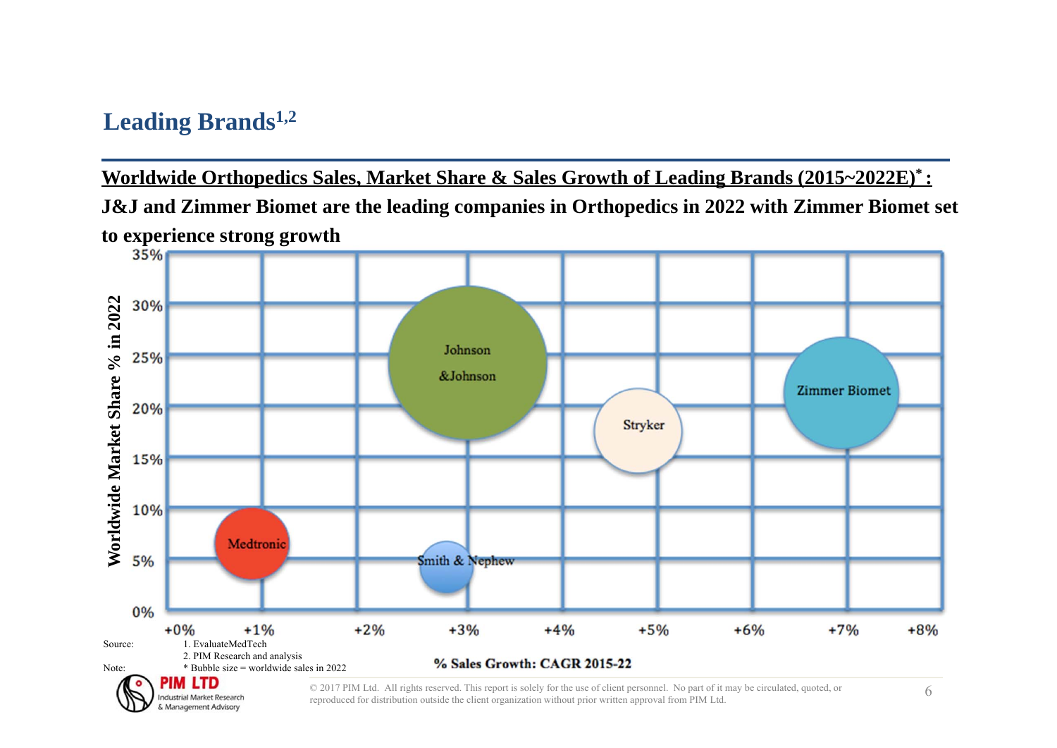## Leading Brands[1,2]

**Worldwide Orthopedics Sales, Market Share & Sales Growth of Leading Brands (2015~2022E)[*] :**

**J&J and Zimmer Biomet are the leading companies in Orthopedics in 2022 with Zimmer Biomet set to experience strong growth**

Worldwide Market Share % in 2022

35%
30%
25%
20%
15%
10%
5%
0%

Johnson &Johnson

Zimmer Biomet

Stryker

Medtronic

Smith & Nephew

+0% +1% +2% +3% +4% +5% +6% +7% +8%

% Sales Growth: CAGR 2015-22

Source: 1. EvaluateMedTech
2. PIM Research and analysis

Note: * Bubble size = worldwide sales in 2022

PIM LTD
Industrial Market Research & Management Advisory

© 2017 PIM Ltd. All rights reserved. This report is solely for the use of client personnel. No part of it may be circulated, quoted, or reproduced for distribution outside the client organization without prior written approval from PIM Ltd.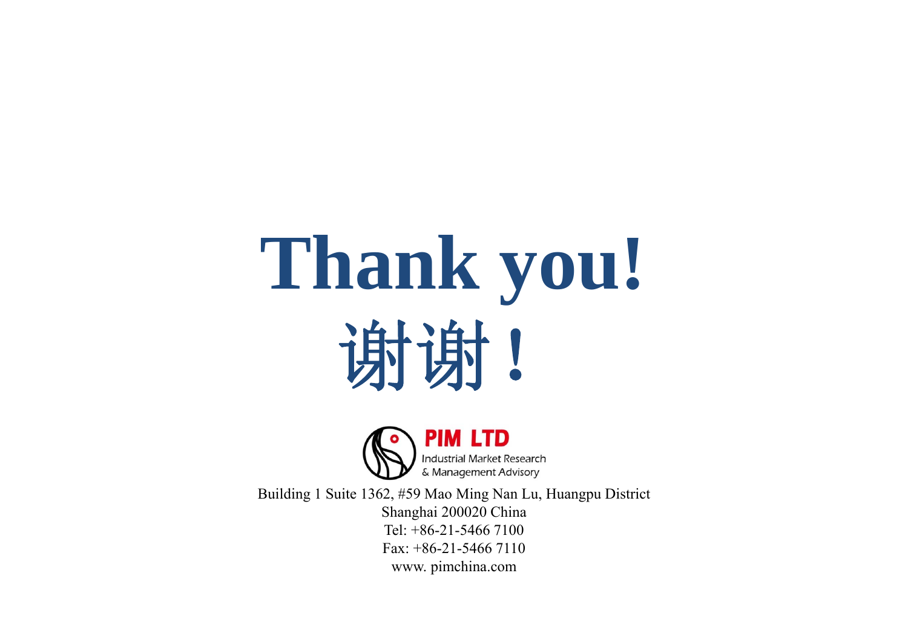# Thank you!

# 谢谢！

PIM LTD
Industrial Market Research
& Management Advisory

Building 1 Suite 1362, #59 Mao Ming Nan Lu, Huangpu District
Shanghai 200020 China
Tel: +86-21-5466 7100
Fax: +86-21-5466 7110
www. pimchina.com